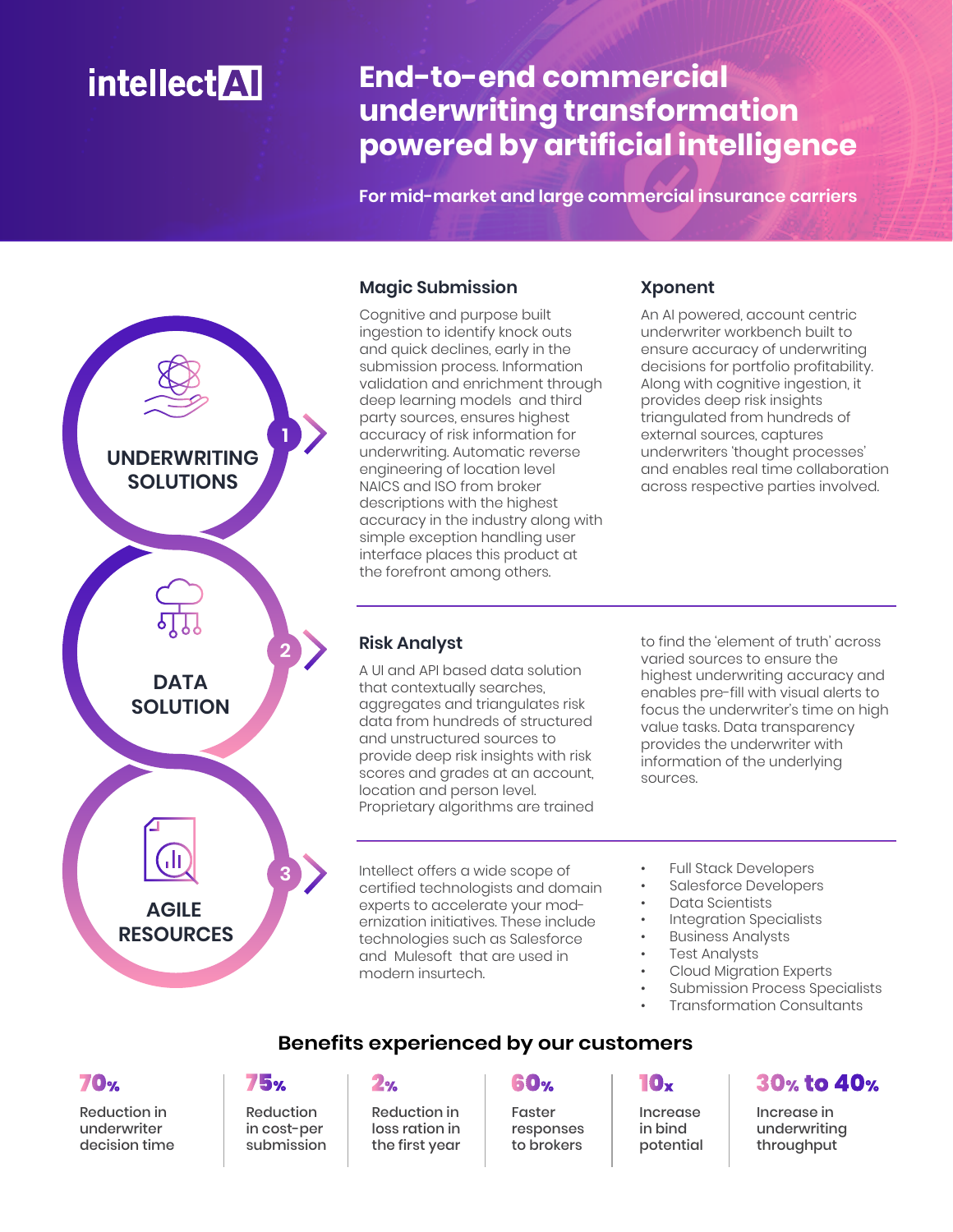intellectAI

# End-to-end commercial underwriting transformation powered by artificial intelligence

For mid-market and large commercial insurance carriers

## 1 UNDERWRITING SOLUTIONS

### Magic Submission

Cognitive and purpose built ingestion to identify knock outs and quick declines, early in the submission process. Information validation and enrichment through deep learning models and third party sources, ensures highest accuracy of risk information for underwriting. Automatic reverse engineering of location level NAICS and ISO from broker descriptions with the highest accuracy in the industry along with simple exception handling user interface places this product at the forefront among others.

### Xponent

An AI powered, account centric underwriter workbench built to ensure accuracy of underwriting decisions for portfolio profitability. Along with cognitive ingestion, it provides deep risk insights triangulated from hundreds of external sources, captures underwriters 'thought processes' and enables real time collaboration across respective parties involved.

## 2 DATA SOLUTION

### Risk Analyst

A UI and API based data solution that contextually searches, aggregates and triangulates risk data from hundreds of structured and unstructured sources to provide deep risk insights with risk scores and grades at an account, location and person level. Proprietary algorithms are trained to find the 'element of truth' across varied sources to ensure the highest underwriting accuracy and enables pre-fill with visual alerts to focus the underwriter's time on high value tasks. Data transparency provides the underwriter with information of the underlying sources.

## 3 AGILE RESOURCES

Intellect offers a wide scope of certified technologists and domain experts to accelerate your modernization initiatives. These include technologies such as Salesforce and Mulesoft that are used in modern insurtech.

- Full Stack Developers
- Salesforce Developers
- Data Scientists
- Integration Specialists
- Business Analysts
- Test Analysts
- Cloud Migration Experts
- Submission Process Specialists
- Transformation Consultants

## Benefits experienced by our customers

| 70% | 75% | 2% | 60% | 10x | 30% to 40% |
|---|---|---|---|---|---|
| Reduction in underwriter decision time | Reduction in cost-per submission | Reduction in loss ration in the first year | Faster responses to brokers | Increase in bind potential | Increase in underwriting throughput |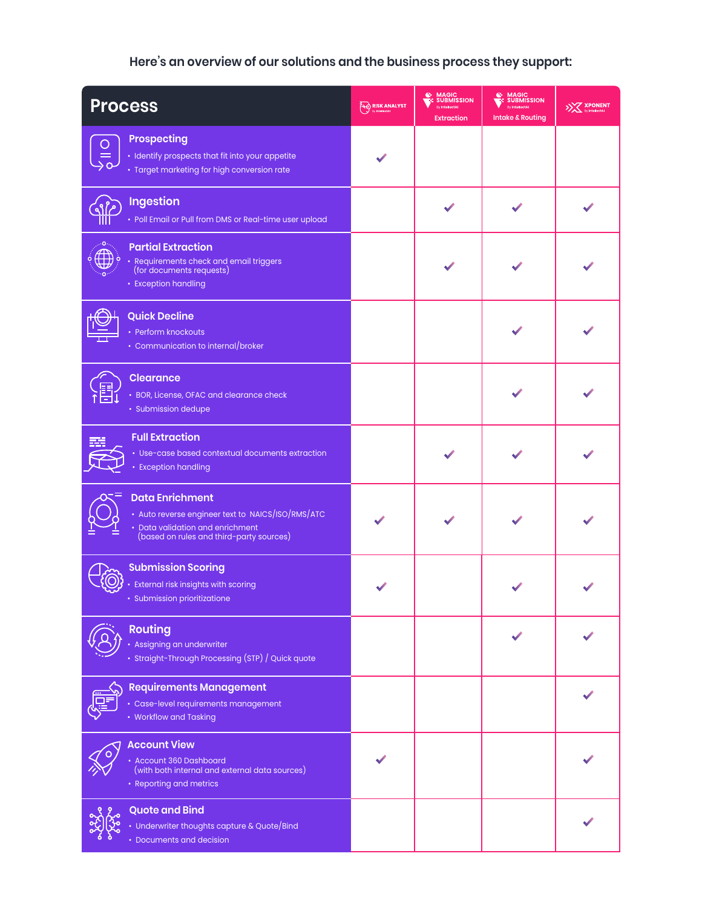Here's an overview of our solutions and the business process they support:

| Process | RISK ANALYST By IntellectAI | MAGIC SUBMISSION By IntellectAI Extraction | MAGIC SUBMISSION By IntellectAI Intake & Routing | XPONENT By IntellectAI |
|---|---|---|---|---|
| **Prospecting**<br>• Identify prospects that fit into your appetite<br>• Target marketing for high conversion rate | ✔ | | | |
| **Ingestion**<br>• Poll Email or Pull from DMS or Real-time user upload | | ✔ | ✔ | ✔ |
| **Partial Extraction**<br>• Requirements check and email triggers (for documents requests)<br>• Exception handling | | ✔ | ✔ | ✔ |
| **Quick Decline**<br>• Perform knockouts<br>• Communication to internal/broker | | | ✔ | ✔ |
| **Clearance**<br>• BOR, License, OFAC and clearance check<br>• Submission dedupe | | | ✔ | ✔ |
| **Full Extraction**<br>• Use-case based contextual documents extraction<br>• Exception handling | | ✔ | ✔ | ✔ |
| **Data Enrichment**<br>• Auto reverse engineer text to NAICS/ISO/RMS/ATC<br>• Data validation and enrichment (based on rules and third-party sources) | ✔ | ✔ | ✔ | ✔ |
| **Submission Scoring**<br>• External risk insights with scoring<br>• Submission prioritizatione | ✔ | | ✔ | ✔ |
| **Routing**<br>• Assigning an underwriter<br>• Straight-Through Processing (STP) / Quick quote | | | ✔ | ✔ |
| **Requirements Management**<br>• Case-level requirements management<br>• Workflow and Tasking | | | | ✔ |
| **Account View**<br>• Account 360 Dashboard (with both internal and external data sources)<br>• Reporting and metrics | ✔ | | | ✔ |
| **Quote and Bind**<br>• Underwriter thoughts capture & Quote/Bind<br>• Documents and decision | | | | ✔ |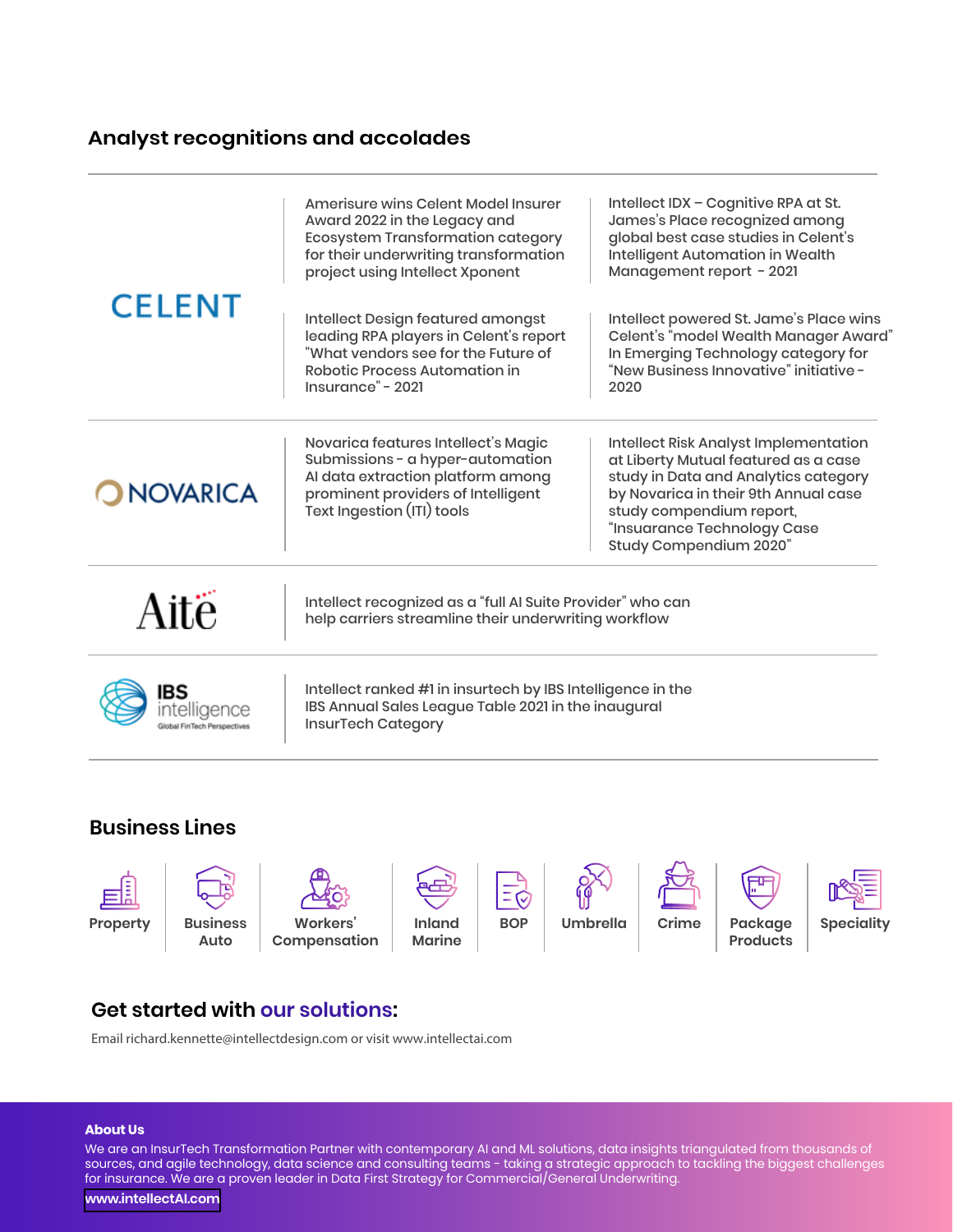## Analyst recognitions and accolades

| | | |
|---|---|---|
| CELENT | Amerisure wins Celent Model Insurer Award 2022 in the Legacy and Ecosystem Transformation category for their underwriting transformation project using Intellect Xponent | Intellect IDX – Cognitive RPA at St. James's Place recognized among global best case studies in Celent's Intelligent Automation in Wealth Management report - 2021 |
| | Intellect Design featured amongst leading RPA players in Celent's report "What vendors see for the Future of Robotic Process Automation in Insurance" - 2021 | Intellect powered St. Jame's Place wins Celent's "model Wealth Manager Award" In Emerging Technology category for "New Business Innovative" initiative - 2020 |
| NOVARICA | Novarica features Intellect's Magic Submissions - a hyper-automation AI data extraction platform among prominent providers of Intelligent Text Ingestion (ITI) tools | Intellect Risk Analyst Implementation at Liberty Mutual featured as a case study in Data and Analytics category by Novarica in their 9th Annual case study compendium report, "Insuarance Technology Case Study Compendium 2020" |
| Aite | Intellect recognized as a "full AI Suite Provider" who can help carriers streamline their underwriting workflow | |
| IBS intelligence Global FinTech Perspectives | Intellect ranked #1 in insurtech by IBS Intelligence in the IBS Annual Sales League Table 2021 in the inaugural InsurTech Category | |

## Business Lines

Property | Business Auto | Workers' Compensation | Inland Marine | BOP | Umbrella | Crime | Package Products | Speciality

## Get started with our solutions:

Email richard.kennette@intellectdesign.com or visit www.intellectai.com

**About Us**

We are an InsurTech Transformation Partner with contemporary AI and ML solutions, data insights triangulated from thousands of sources, and agile technology, data science and consulting teams - taking a strategic approach to tackling the biggest challenges for insurance. We are a proven leader in Data First Strategy for Commercial/General Underwriting.

www.intellectAI.com